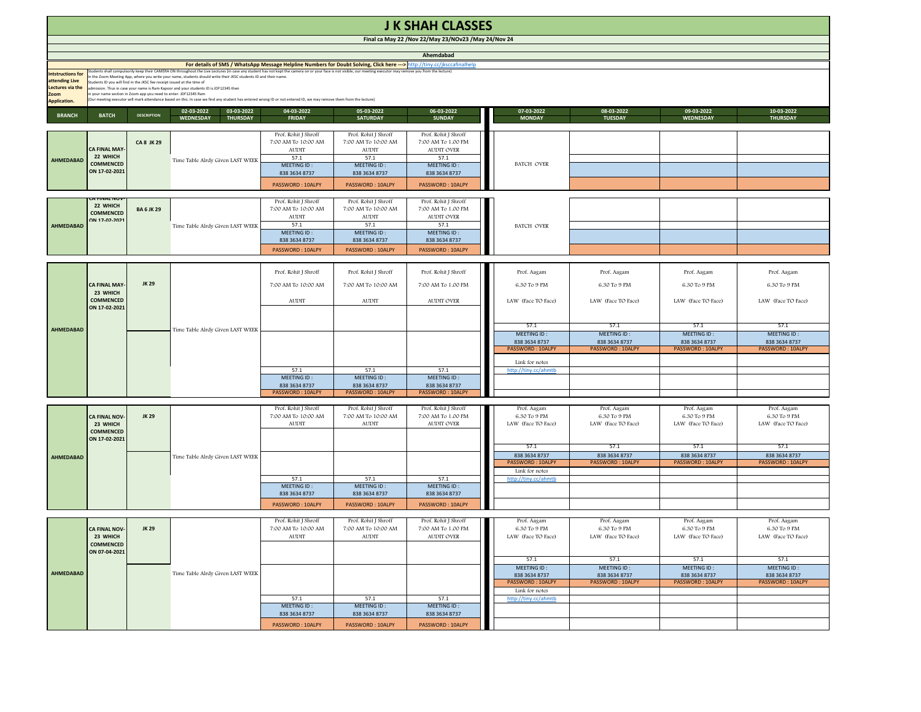# J K SHAH CLASSES

**Final ca May 22 /Nov 22/May 23/NOv23 /May 24/Nov 24**

**Ahemdabad**

**For details of SMS / WhatsApp Message Helpline Numbers for Doubt Solving, Click here --->** http://tiny.cc/jksccafinalhelp

**Intstructions for attending Live Lectures via the Zoom Application.**

Students shall compulsorily keep their CAMERA ON throughout the Live Lectures (in case any student has not kept the camera on or your face is not visible, our meeting executor may remove you from the lecture)
In the Zoom Meeting App, where you write your name, students should write their JKSC students ID and their name.
Students ID you will find in the JKSC fee receipt issued at the time of admission. Thus in case your name is Ram Kapoor and your students ID is JDF12345 then in your name section in Zoom app you need to enter- JDF12345 Ram
(Our meeting executor will mark attendance based on this. In case we find any student has entered wrong ID or not entered ID, we may remove them from the lecture)

| BRANCH | BATCH | DESCRIPTION | 02-03-2022 WEDNESDAY | 03-03-2022 THURSDAY | 04-03-2022 FRIDAY | 05-03-2022 SATURDAY | 06-03-2022 SUNDAY | 07-03-2022 MONDAY | 08-03-2022 TUESDAY | 09-03-2022 WEDNESDAY | 10-03-2022 THURSDAY |
|---|---|---|---|---|---|---|---|---|---|---|---|
| AHMEDABAD | CA FINAL MAY-22 WHICH COMMENCED ON 17-02-2021 | CA 8 JK 29 | Time Table Alrdy Given LAST WEEK | | Prof. Rohit J Shroff<br>7:00 AM To 10:00 AM<br>AUDIT<br>57.1<br>MEETING ID : 838 3634 8737<br>PASSWORD : 10ALPY | Prof. Rohit J Shroff<br>7:00 AM To 10:00 AM<br>AUDIT<br>57.1<br>MEETING ID : 838 3634 8737<br>PASSWORD : 10ALPY | Prof. Rohit J Shroff<br>7:00 AM To 1.00 PM<br>AUDIT OVER<br>57.1<br>MEETING ID : 838 3634 8737<br>PASSWORD : 10ALPY | BATCH OVER | | | |
| AHMEDABAD | CA FINAL NOV-22 WHICH COMMENCED ON 17-02-2021 | BA 6 JK 29 | Time Table Alrdy Given LAST WEEK | | Prof. Rohit J Shroff<br>7:00 AM To 10:00 AM<br>AUDIT<br>57.1<br>MEETING ID : 838 3634 8737<br>PASSWORD : 10ALPY | Prof. Rohit J Shroff<br>7:00 AM To 10:00 AM<br>AUDIT<br>57.1<br>MEETING ID : 838 3634 8737<br>PASSWORD : 10ALPY | Prof. Rohit J Shroff<br>7:00 AM To 1.00 PM<br>AUDIT OVER<br>57.1<br>MEETING ID : 838 3634 8737<br>PASSWORD : 10ALPY | BATCH OVER | | | |
| AHMEDABAD | CA FINAL MAY-23 WHICH COMMENCED ON 17-02-2021 | JK 29 | Time Table Alrdy Given LAST WEEK | | Prof. Rohit J Shroff<br>7:00 AM To 10:00 AM<br>AUDIT<br>57.1<br>MEETING ID : 838 3634 8737<br>PASSWORD : 10ALPY | Prof. Rohit J Shroff<br>7:00 AM To 10:00 AM<br>AUDIT<br>57.1<br>MEETING ID : 838 3634 8737<br>PASSWORD : 10ALPY | Prof. Rohit J Shroff<br>7:00 AM To 1.00 PM<br>AUDIT OVER<br>57.1<br>MEETING ID : 838 3634 8737<br>PASSWORD : 10ALPY | Prof. Aagam<br>6.30 To 9 PM<br>LAW (Face TO Face)<br>57.1<br>MEETING ID : 838 3634 8737<br>PASSWORD : 10ALPY<br>Link for notes<br>http://tiny.cc/ahmtb | Prof. Aagam<br>6.30 To 9 PM<br>LAW (Face TO Face)<br>57.1<br>MEETING ID : 838 3634 8737<br>PASSWORD : 10ALPY | Prof. Aagam<br>6.30 To 9 PM<br>LAW (Face TO Face)<br>57.1<br>MEETING ID : 838 3634 8737<br>PASSWORD : 10ALPY | Prof. Aagam<br>6.30 To 9 PM<br>LAW (Face TO Face)<br>57.1<br>MEETING ID : 838 3634 8737<br>PASSWORD : 10ALPY |
| AHMEDABAD | CA FINAL NOV-23 WHICH COMMENCED ON 17-02-2021 | JK 29 | Time Table Alrdy Given LAST WEEK | | Prof. Rohit J Shroff<br>7:00 AM To 10:00 AM<br>AUDIT<br>57.1<br>MEETING ID : 838 3634 8737<br>PASSWORD : 10ALPY | Prof. Rohit J Shroff<br>7:00 AM To 10:00 AM<br>AUDIT<br>57.1<br>MEETING ID : 838 3634 8737<br>PASSWORD : 10ALPY | Prof. Rohit J Shroff<br>7:00 AM To 1.00 PM<br>AUDIT OVER<br>57.1<br>MEETING ID : 838 3634 8737<br>PASSWORD : 10ALPY | Prof. Aagam<br>6.30 To 9 PM<br>LAW (Face TO Face)<br>57.1<br>838 3634 8737<br>PASSWORD : 10ALPY<br>Link for notes<br>http://tiny.cc/ahmtb | Prof. Aagam<br>6.30 To 9 PM<br>LAW (Face TO Face)<br>57.1<br>838 3634 8737<br>PASSWORD : 10ALPY | Prof. Aagam<br>6.30 To 9 PM<br>LAW (Face TO Face)<br>57.1<br>838 3634 8737<br>PASSWORD : 10ALPY | Prof. Aagam<br>6.30 To 9 PM<br>LAW (Face TO Face)<br>57.1<br>838 3634 8737<br>PASSWORD : 10ALPY |
| AHMEDABAD | CA FINAL NOV-23 WHICH COMMENCED ON 07-04-2021 | JK 29 | Time Table Alrdy Given LAST WEEK | | Prof. Rohit J Shroff<br>7:00 AM To 10:00 AM<br>AUDIT<br>57.1<br>MEETING ID : 838 3634 8737<br>PASSWORD : 10ALPY | Prof. Rohit J Shroff<br>7:00 AM To 10:00 AM<br>AUDIT<br>57.1<br>MEETING ID : 838 3634 8737<br>PASSWORD : 10ALPY | Prof. Rohit J Shroff<br>7:00 AM To 1.00 PM<br>AUDIT OVER<br>57.1<br>MEETING ID : 838 3634 8737<br>PASSWORD : 10ALPY | Prof. Aagam<br>6.30 To 9 PM<br>LAW (Face TO Face)<br>57.1<br>MEETING ID : 838 3634 8737<br>PASSWORD : 10ALPY<br>Link for notes<br>http://tiny.cc/ahmtb | Prof. Aagam<br>6.30 To 9 PM<br>LAW (Face TO Face)<br>57.1<br>MEETING ID : 838 3634 8737<br>PASSWORD : 10ALPY | Prof. Aagam<br>6.30 To 9 PM<br>LAW (Face TO Face)<br>57.1<br>MEETING ID : 838 3634 8737<br>PASSWORD : 10ALPY | Prof. Aagam<br>6.30 To 9 PM<br>LAW (Face TO Face)<br>57.1<br>MEETING ID : 838 3634 8737<br>PASSWORD : 10ALPY |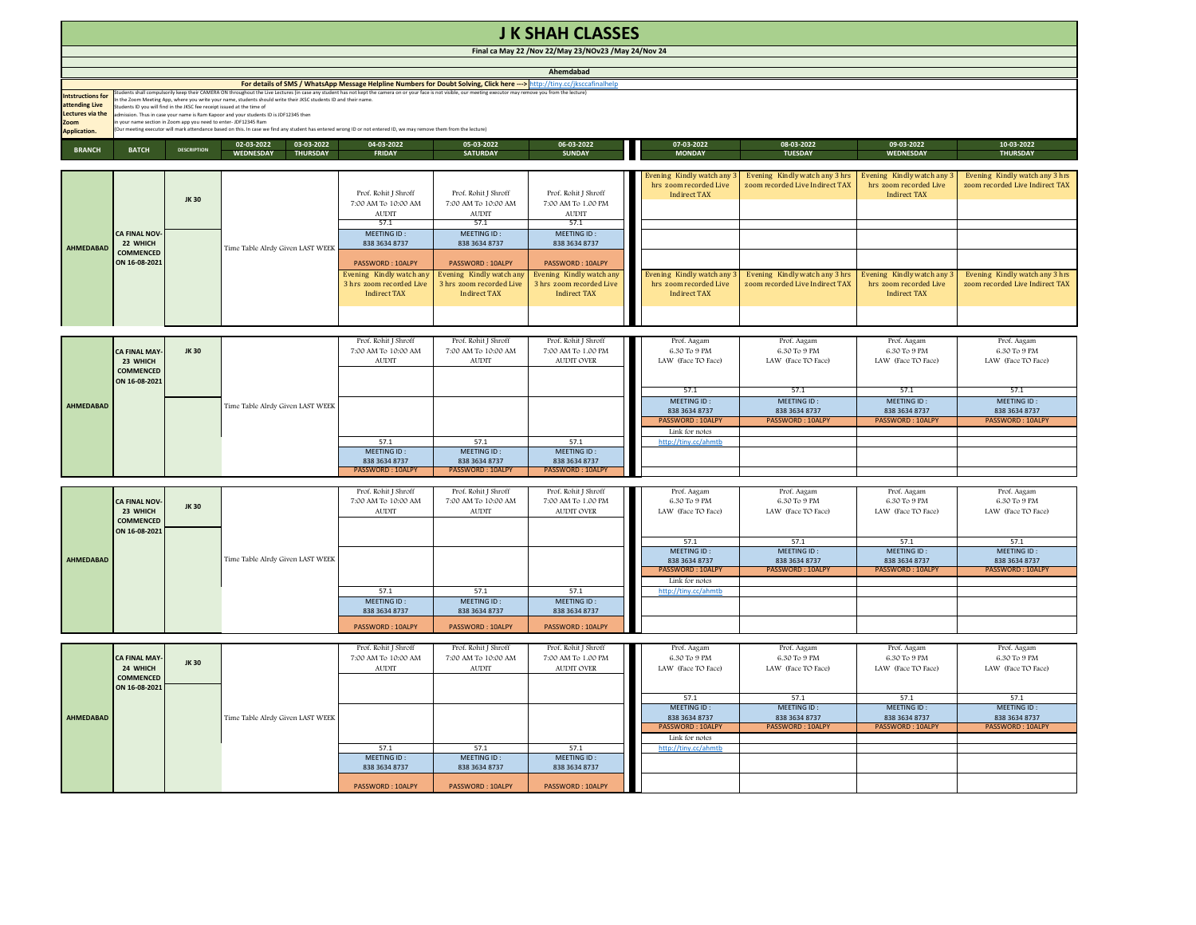# J K SHAH CLASSES

**Final ca May 22 /Nov 22/May 23/NOv23 /May 24/Nov 24**

**Ahemdabad**

**For details of SMS / WhatsApp Message Helpline Numbers for Doubt Solving, Click here ---> http://tiny.cc/jksccafinalhelp**

**Intstructions for attending Live Lectures via the Zoom Application.**

Students shall compulsorily keep their CAMERA ON throughout the Live Lectures (in case any student has not kept the camera on or your face is not visible, our meeting executor may remove you from the lecture)
In the Zoom Meeting App, where you write your name, students should write their JKSC students ID and their name.
Students ID you will find in the JKSC fee receipt issued at the time of admission. Thus in case your name is Ram Kapoor and your students ID is JDF12345 then in your name section in Zoom app you need to enter- JDF12345 Ram
(Our meeting executor will mark attendance based on this. In case we find any student has entered wrong ID or not entered ID, we may remove them from the lecture)

| BRANCH | BATCH | DESCRIPTION | 02-03-2022 WEDNESDAY | 03-03-2022 THURSDAY | 04-03-2022 FRIDAY | 05-03-2022 SATURDAY | 06-03-2022 SUNDAY | 07-03-2022 MONDAY | 08-03-2022 TUESDAY | 09-03-2022 WEDNESDAY | 10-03-2022 THURSDAY |
|---|---|---|---|---|---|---|---|---|---|---|---|
| AHMEDABAD | CA FINAL NOV-22 WHICH COMMENCED ON 16-08-2021 | JK 30 | Time Table Alrdy Given LAST WEEK | | Prof. Rohit J Shroff 7:00 AM To 10:00 AM AUDIT 57.1 MEETING ID : 838 3634 8737 PASSWORD : 10ALPY | Prof. Rohit J Shroff 7:00 AM To 10:00 AM AUDIT 57.1 MEETING ID : 838 3634 8737 PASSWORD : 10ALPY | Prof. Rohit J Shroff 7:00 AM To 1.00 PM AUDIT 57.1 MEETING ID : 838 3634 8737 PASSWORD : 10ALPY | Evening Kindly watch any 3 hrs zoom recorded Live Indirect TAX | Evening Kindly watch any 3 hrs zoom recorded Live Indirect TAX | Evening Kindly watch any 3 hrs zoom recorded Live Indirect TAX | Evening Kindly watch any 3 hrs zoom recorded Live Indirect TAX |
| | | | | | Evening Kindly watch any 3 hrs zoom recorded Live Indirect TAX | Evening Kindly watch any 3 hrs zoom recorded Live Indirect TAX | Evening Kindly watch any 3 hrs zoom recorded Live Indirect TAX | Evening Kindly watch any 3 hrs zoom recorded Live Indirect TAX | Evening Kindly watch any 3 hrs zoom recorded Live Indirect TAX | Evening Kindly watch any 3 hrs zoom recorded Live Indirect TAX | Evening Kindly watch any 3 hrs zoom recorded Live Indirect TAX |
| AHMEDABAD | CA FINAL MAY-23 WHICH COMMENCED ON 16-08-2021 | JK 30 | Time Table Alrdy Given LAST WEEK | | Prof. Rohit J Shroff 7:00 AM To 10:00 AM AUDIT | Prof. Rohit J Shroff 7:00 AM To 10:00 AM AUDIT | Prof. Rohit J Shroff 7:00 AM To 1.00 PM AUDIT OVER | Prof. Aagam 6.30 To 9 PM LAW (Face TO Face) 57.1 MEETING ID : 838 3634 8737 PASSWORD : 10ALPY Link for notes http://tiny.cc/ahmtb | Prof. Aagam 6.30 To 9 PM LAW (Face TO Face) 57.1 MEETING ID : 838 3634 8737 PASSWORD : 10ALPY | Prof. Aagam 6.30 To 9 PM LAW (Face TO Face) 57.1 MEETING ID : 838 3634 8737 PASSWORD : 10ALPY | Prof. Aagam 6.30 To 9 PM LAW (Face TO Face) 57.1 MEETING ID : 838 3634 8737 PASSWORD : 10ALPY |
| | | | | | 57.1 MEETING ID : 838 3634 8737 PASSWORD : 10ALPY | 57.1 MEETING ID : 838 3634 8737 PASSWORD : 10ALPY | 57.1 MEETING ID : 838 3634 8737 PASSWORD : 10ALPY | | | | |
| AHMEDABAD | CA FINAL NOV-23 WHICH COMMENCED ON 16-08-2021 | JK 30 | Time Table Alrdy Given LAST WEEK | | Prof. Rohit J Shroff 7:00 AM To 10:00 AM AUDIT | Prof. Rohit J Shroff 7:00 AM To 10:00 AM AUDIT | Prof. Rohit J Shroff 7:00 AM To 1.00 PM AUDIT OVER | Prof. Aagam 6.30 To 9 PM LAW (Face TO Face) 57.1 MEETING ID : 838 3634 8737 PASSWORD : 10ALPY Link for notes http://tiny.cc/ahmtb | Prof. Aagam 6.30 To 9 PM LAW (Face TO Face) 57.1 MEETING ID : 838 3634 8737 PASSWORD : 10ALPY | Prof. Aagam 6.30 To 9 PM LAW (Face TO Face) 57.1 MEETING ID : 838 3634 8737 PASSWORD : 10ALPY | Prof. Aagam 6.30 To 9 PM LAW (Face TO Face) 57.1 MEETING ID : 838 3634 8737 PASSWORD : 10ALPY |
| | | | | | 57.1 MEETING ID : 838 3634 8737 PASSWORD : 10ALPY | 57.1 MEETING ID : 838 3634 8737 PASSWORD : 10ALPY | 57.1 MEETING ID : 838 3634 8737 PASSWORD : 10ALPY | | | | |
| AHMEDABAD | CA FINAL MAY-24 WHICH COMMENCED ON 16-08-2021 | JK 30 | Time Table Alrdy Given LAST WEEK | | Prof. Rohit J Shroff 7:00 AM To 10:00 AM AUDIT | Prof. Rohit J Shroff 7:00 AM To 10:00 AM AUDIT | Prof. Rohit J Shroff 7:00 AM To 1.00 PM AUDIT OVER | Prof. Aagam 6.30 To 9 PM LAW (Face TO Face) 57.1 MEETING ID : 838 3634 8737 PASSWORD : 10ALPY Link for notes http://tiny.cc/ahmtb | Prof. Aagam 6.30 To 9 PM LAW (Face TO Face) 57.1 MEETING ID : 838 3634 8737 PASSWORD : 10ALPY | Prof. Aagam 6.30 To 9 PM LAW (Face TO Face) 57.1 MEETING ID : 838 3634 8737 PASSWORD : 10ALPY | Prof. Aagam 6.30 To 9 PM LAW (Face TO Face) 57.1 MEETING ID : 838 3634 8737 PASSWORD : 10ALPY |
| | | | | | 57.1 MEETING ID : 838 3634 8737 PASSWORD : 10ALPY | 57.1 MEETING ID : 838 3634 8737 PASSWORD : 10ALPY | 57.1 MEETING ID : 838 3634 8737 PASSWORD : 10ALPY | | | | |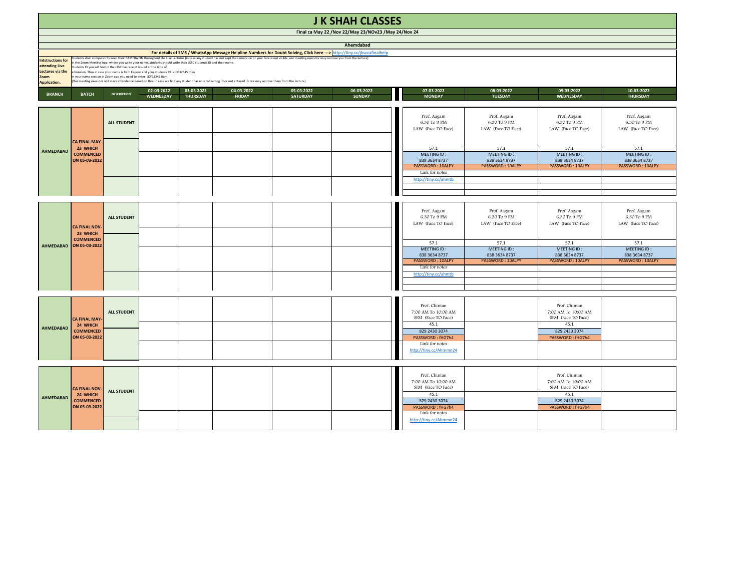# J K SHAH CLASSES

**Final ca May 22 /Nov 22/May 23/NOv23 /May 24/Nov 24**

**Ahemdabad**

**For details of SMS / WhatsApp Message Helpline Numbers for Doubt Solving, Click here ---> http://tiny.cc/jksccafinalhelp**

**Intstructions for attending Live Lectures via the Zoom Application.**

Students shall compulsorily keep their CAMERA ON throughout the Live Lectures (in case any student has not kept the camera on or your face is not visible, our meeting executor may remove you from the lecture)
In the Zoom Meeting App, where you write your name, students should write their JKSC students ID and their name.
Students ID you will find in the JKSC fee receipt issued at the time of
admission. Thus in case your name is Ram Kapoor and your students ID is JDF12345 then
in your name section in Zoom app you need to enter- JDF12345 Ram
(Our meeting executor will mark attendance based on this. In case we find any student has entered wrong ID or not entered ID, we may remove them from the lecture)

| BRANCH | BATCH | DESCRIPTION | 02-03-2022 WEDNESDAY | 03-03-2022 THURSDAY | 04-03-2022 FRIDAY | 05-03-2022 SATURDAY | 06-03-2022 SUNDAY | 07-03-2022 MONDAY | 08-03-2022 TUESDAY | 09-03-2022 WEDNESDAY | 10-03-2022 THURSDAY |
|---|---|---|---|---|---|---|---|---|---|---|---|
| AHMEDABAD | CA FINAL MAY-23 WHICH COMMENCED ON 05-03-2022 | ALL STUDENT | | | | | | Prof. Aagam 6.30 To 9 PM LAW (Face TO Face) 57.1 MEETING ID : 838 3634 8737 PASSWORD : 10ALPY Link for notes http://tiny.cc/ahmtb | Prof. Aagam 6.30 To 9 PM LAW (Face TO Face) 57.1 MEETING ID : 838 3634 8737 PASSWORD : 10ALPY | Prof. Aagam 6.30 To 9 PM LAW (Face TO Face) 57.1 MEETING ID : 838 3634 8737 PASSWORD : 10ALPY | Prof. Aagam 6.30 To 9 PM LAW (Face TO Face) 57.1 MEETING ID : 838 3634 8737 PASSWORD : 10ALPY |
| AHMEDABAD | CA FINAL NOV-23 WHICH COMMENCED ON 05-03-2022 | ALL STUDENT | | | | | | Prof. Aagam 6.30 To 9 PM LAW (Face TO Face) 57.1 MEETING ID : 838 3634 8737 PASSWORD : 10ALPY Link for notes http://tiny.cc/ahmtb | Prof. Aagam 6.30 To 9 PM LAW (Face TO Face) 57.1 MEETING ID : 838 3634 8737 PASSWORD : 10ALPY | Prof. Aagam 6.30 To 9 PM LAW (Face TO Face) 57.1 MEETING ID : 838 3634 8737 PASSWORD : 10ALPY | Prof. Aagam 6.30 To 9 PM LAW (Face TO Face) 57.1 MEETING ID : 838 3634 8737 PASSWORD : 10ALPY |
| AHMEDABAD | CA FINAL MAY-24 WHICH COMMENCED ON 05-03-2022 | ALL STUDENT | | | | | | Prof. Chintan 7:00 AM To 10:00 AM SFM (Face TO Face) 45.1 829 2430 3074 PASSWORD : fHG7h4 Link for notes http://tiny.cc/Ahmmn24 | | Prof. Chintan 7:00 AM To 10:00 AM SFM (Face TO Face) 45.1 829 2430 3074 PASSWORD : fHG7h4 | |
| AHMEDABAD | CA FINAL NOV-24 WHICH COMMENCED ON 05-03-2022 | ALL STUDENT | | | | | | Prof. Chintan 7:00 AM To 10:00 AM SFM (Face TO Face) 45.1 829 2430 3074 PASSWORD : fHG7h4 Link for notes http://tiny.cc/Ahmmn24 | | Prof. Chintan 7:00 AM To 10:00 AM SFM (Face TO Face) 45.1 829 2430 3074 PASSWORD : fHG7h4 | |